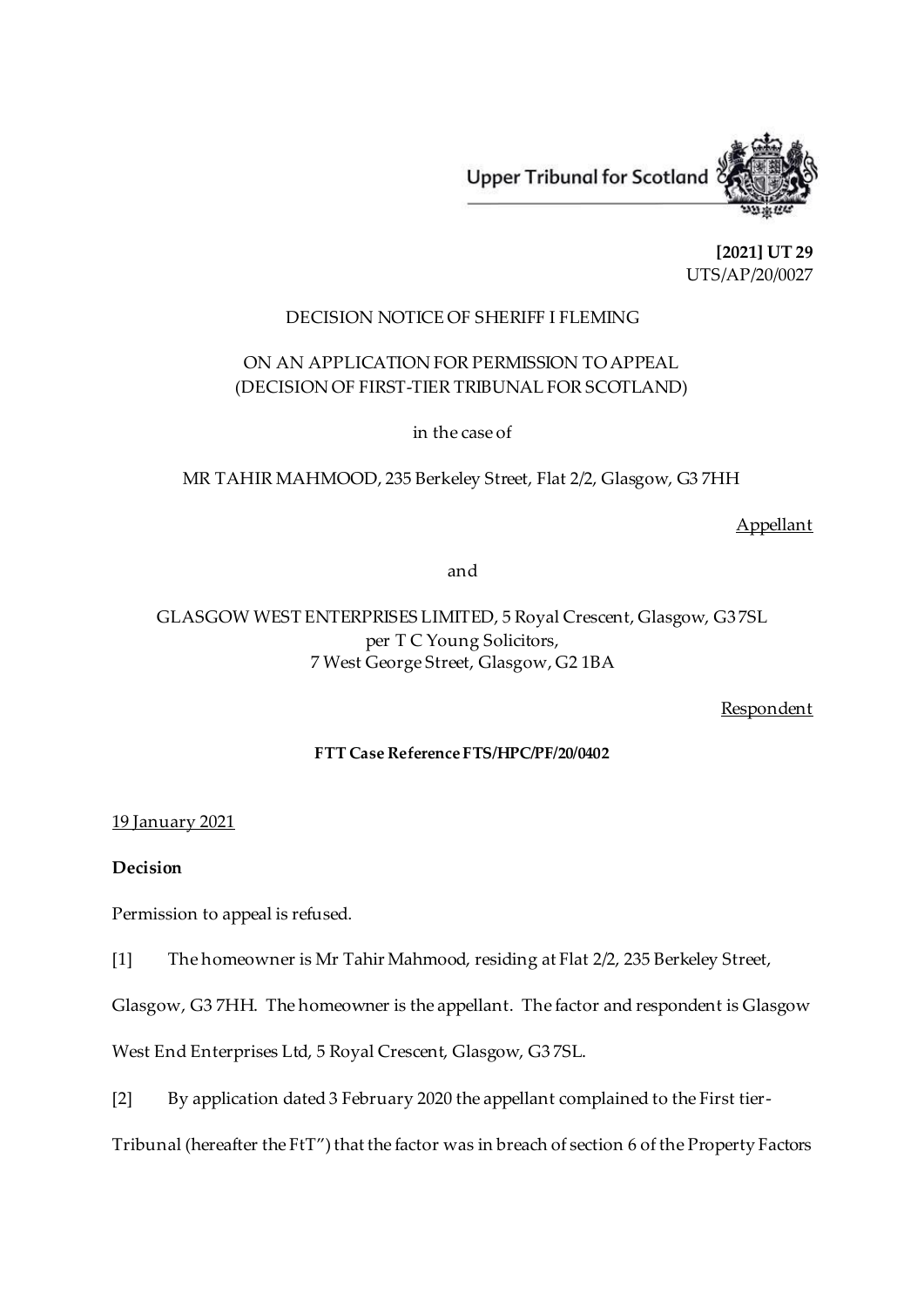Upper Tribunal for Scotland

**[2021] UT 29**
UTS/AP/20/0027

DECISION NOTICE OF SHERIFF I FLEMING

ON AN APPLICATION FOR PERMISSION TO APPEAL
(DECISION OF FIRST-TIER TRIBUNAL FOR SCOTLAND)

in the case of

MR TAHIR MAHMOOD, 235 Berkeley Street, Flat 2/2, Glasgow, G3 7HH

Appellant

and

GLASGOW WEST ENTERPRISES LIMITED, 5 Royal Crescent, Glasgow, G3 7SL
per T C Young Solicitors,
7 West George Street, Glasgow, G2 1BA

Respondent

**FTT Case Reference FTS/HPC/PF/20/0402**

19 January 2021

**Decision**

Permission to appeal is refused.

[1] The homeowner is Mr Tahir Mahmood, residing at Flat 2/2, 235 Berkeley Street, Glasgow, G3 7HH. The homeowner is the appellant. The factor and respondent is Glasgow West End Enterprises Ltd, 5 Royal Crescent, Glasgow, G3 7SL.

[2] By application dated 3 February 2020 the appellant complained to the First tier-Tribunal (hereafter the FtT") that the factor was in breach of section 6 of the Property Factors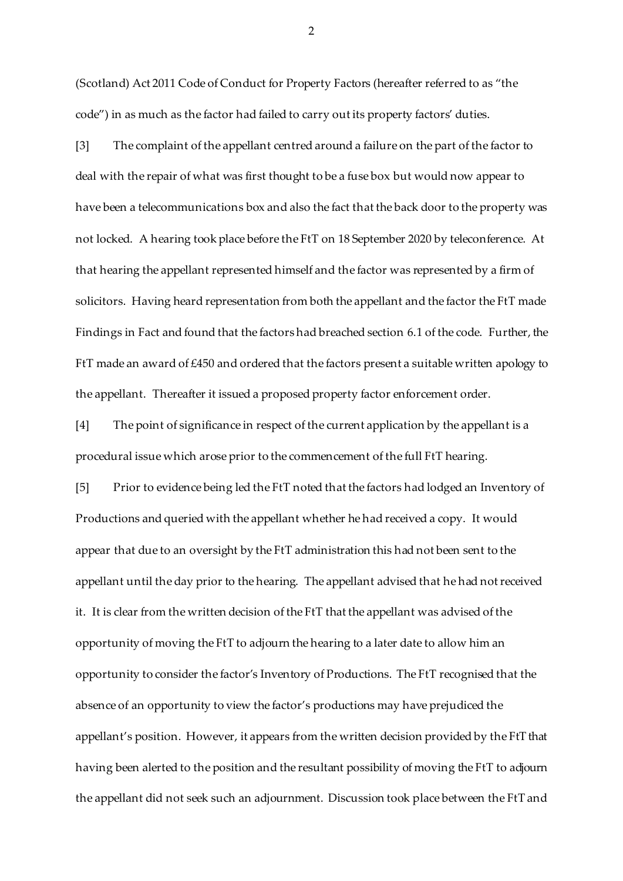(Scotland) Act 2011 Code of Conduct for Property Factors (hereafter referred to as "the code") in as much as the factor had failed to carry out its property factors' duties.

[3] The complaint of the appellant centred around a failure on the part of the factor to deal with the repair of what was first thought to be a fuse box but would now appear to have been a telecommunications box and also the fact that the back door to the property was not locked. A hearing took place before the FtT on 18 September 2020 by teleconference. At that hearing the appellant represented himself and the factor was represented by a firm of solicitors. Having heard representation from both the appellant and the factor the FtT made Findings in Fact and found that the factors had breached section 6.1 of the code. Further, the FtT made an award of £450 and ordered that the factors present a suitable written apology to the appellant. Thereafter it issued a proposed property factor enforcement order.

[4] The point of significance in respect of the current application by the appellant is a procedural issue which arose prior to the commencement of the full FtT hearing.

[5] Prior to evidence being led the FtT noted that the factors had lodged an Inventory of Productions and queried with the appellant whether he had received a copy. It would appear that due to an oversight by the FtT administration this had not been sent to the appellant until the day prior to the hearing. The appellant advised that he had not received it. It is clear from the written decision of the FtT that the appellant was advised of the opportunity of moving the FtT to adjourn the hearing to a later date to allow him an opportunity to consider the factor's Inventory of Productions. The FtT recognised that the absence of an opportunity to view the factor's productions may have prejudiced the appellant's position. However, it appears from the written decision provided by the FtT that having been alerted to the position and the resultant possibility of moving the FtT to adjourn the appellant did not seek such an adjournment. Discussion took place between the FtT and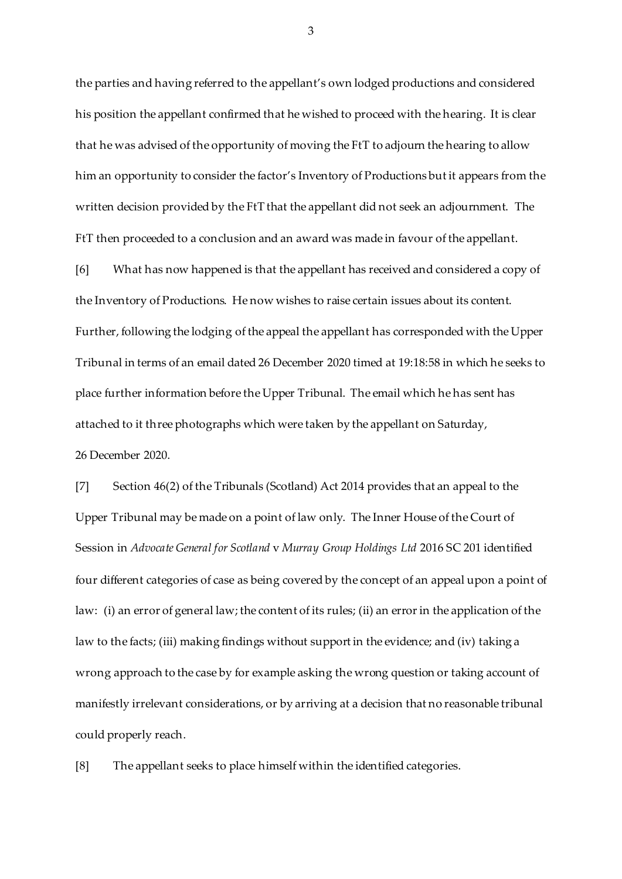the parties and having referred to the appellant's own lodged productions and considered his position the appellant confirmed that he wished to proceed with the hearing. It is clear that he was advised of the opportunity of moving the FtT to adjourn the hearing to allow him an opportunity to consider the factor's Inventory of Productions but it appears from the written decision provided by the FtT that the appellant did not seek an adjournment. The FtT then proceeded to a conclusion and an award was made in favour of the appellant.

[6] What has now happened is that the appellant has received and considered a copy of the Inventory of Productions. He now wishes to raise certain issues about its content. Further, following the lodging of the appeal the appellant has corresponded with the Upper Tribunal in terms of an email dated 26 December 2020 timed at 19:18:58 in which he seeks to place further information before the Upper Tribunal. The email which he has sent has attached to it three photographs which were taken by the appellant on Saturday, 26 December 2020.

[7] Section 46(2) of the Tribunals (Scotland) Act 2014 provides that an appeal to the Upper Tribunal may be made on a point of law only. The Inner House of the Court of Session in *Advocate General for Scotland* v *Murray Group Holdings Ltd* 2016 SC 201 identified four different categories of case as being covered by the concept of an appeal upon a point of law: (i) an error of general law; the content of its rules; (ii) an error in the application of the law to the facts; (iii) making findings without support in the evidence; and (iv) taking a wrong approach to the case by for example asking the wrong question or taking account of manifestly irrelevant considerations, or by arriving at a decision that no reasonable tribunal could properly reach.

[8] The appellant seeks to place himself within the identified categories.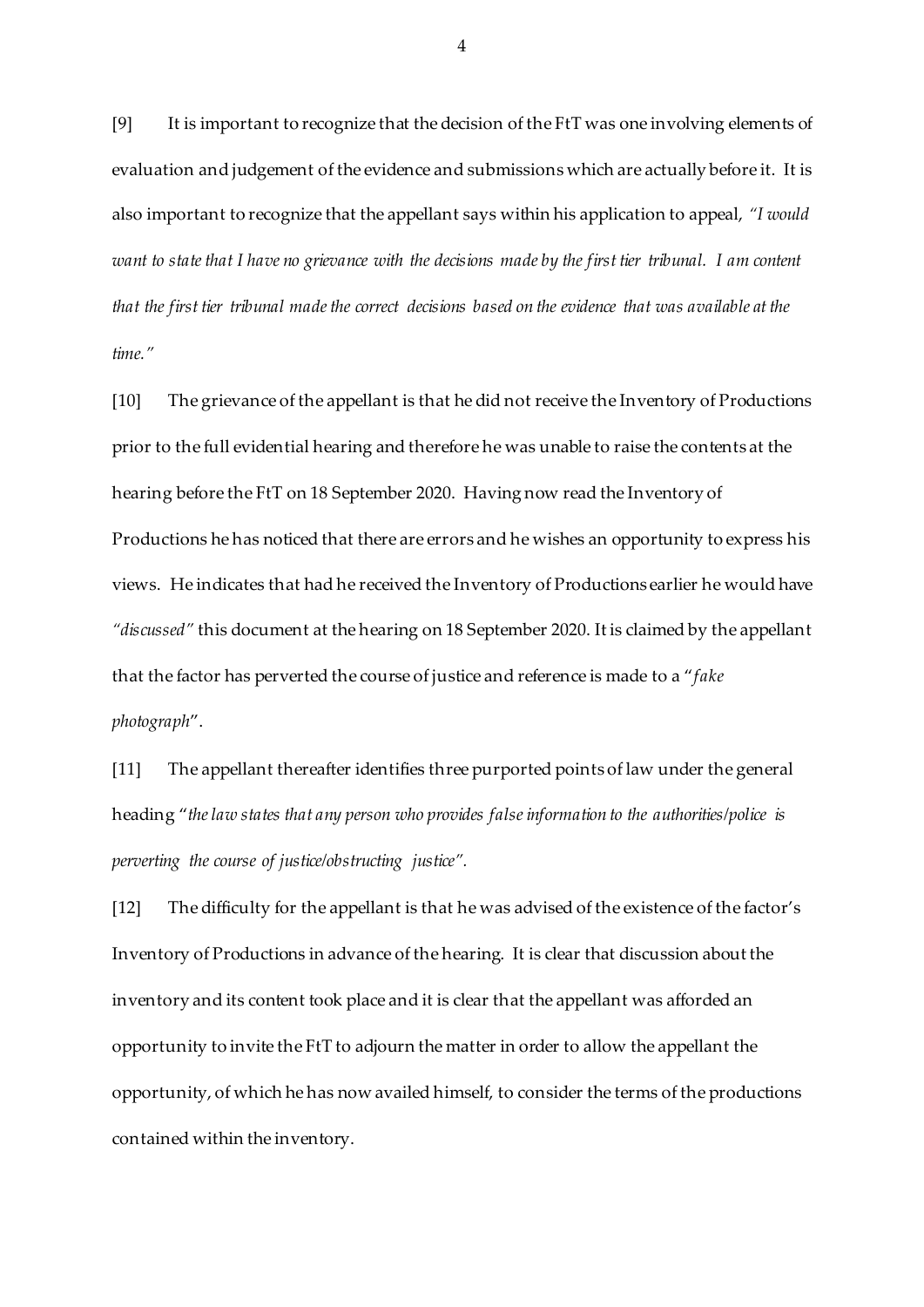[9] It is important to recognize that the decision of the FtT was one involving elements of evaluation and judgement of the evidence and submissions which are actually before it. It is also important to recognize that the appellant says within his application to appeal, *"I would want to state that I have no grievance with the decisions made by the first tier tribunal. I am content that the first tier tribunal made the correct decisions based on the evidence that was available at the time."*

[10] The grievance of the appellant is that he did not receive the Inventory of Productions prior to the full evidential hearing and therefore he was unable to raise the contents at the hearing before the FtT on 18 September 2020. Having now read the Inventory of Productions he has noticed that there are errors and he wishes an opportunity to express his views. He indicates that had he received the Inventory of Productions earlier he would have *"discussed"* this document at the hearing on 18 September 2020. It is claimed by the appellant that the factor has perverted the course of justice and reference is made to a "*fake photograph*".

[11] The appellant thereafter identifies three purported points of law under the general heading "*the law states that any person who provides false information to the authorities/police is perverting the course of justice/obstructing justice*".

[12] The difficulty for the appellant is that he was advised of the existence of the factor's Inventory of Productions in advance of the hearing. It is clear that discussion about the inventory and its content took place and it is clear that the appellant was afforded an opportunity to invite the FtT to adjourn the matter in order to allow the appellant the opportunity, of which he has now availed himself, to consider the terms of the productions contained within the inventory.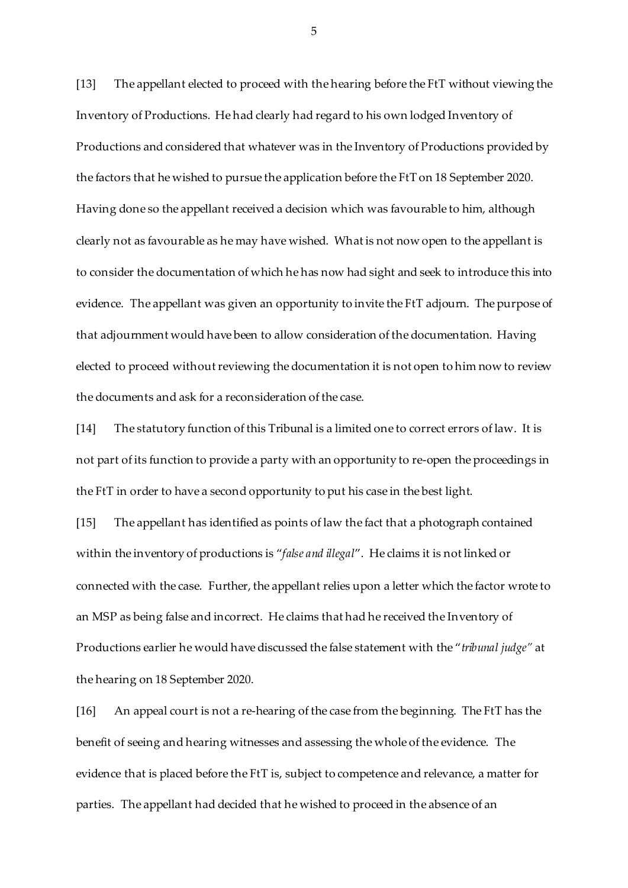[13] The appellant elected to proceed with the hearing before the FtT without viewing the Inventory of Productions. He had clearly had regard to his own lodged Inventory of Productions and considered that whatever was in the Inventory of Productions provided by the factors that he wished to pursue the application before the FtT on 18 September 2020. Having done so the appellant received a decision which was favourable to him, although clearly not as favourable as he may have wished. What is not now open to the appellant is to consider the documentation of which he has now had sight and seek to introduce this into evidence. The appellant was given an opportunity to invite the FtT adjourn. The purpose of that adjournment would have been to allow consideration of the documentation. Having elected to proceed without reviewing the documentation it is not open to him now to review the documents and ask for a reconsideration of the case.

[14] The statutory function of this Tribunal is a limited one to correct errors of law. It is not part of its function to provide a party with an opportunity to re-open the proceedings in the FtT in order to have a second opportunity to put his case in the best light.

[15] The appellant has identified as points of law the fact that a photograph contained within the inventory of productions is "*false and illegal*". He claims it is not linked or connected with the case. Further, the appellant relies upon a letter which the factor wrote to an MSP as being false and incorrect. He claims that had he received the Inventory of Productions earlier he would have discussed the false statement with the "*tribunal judge*" at the hearing on 18 September 2020.

[16] An appeal court is not a re-hearing of the case from the beginning. The FtT has the benefit of seeing and hearing witnesses and assessing the whole of the evidence. The evidence that is placed before the FtT is, subject to competence and relevance, a matter for parties. The appellant had decided that he wished to proceed in the absence of an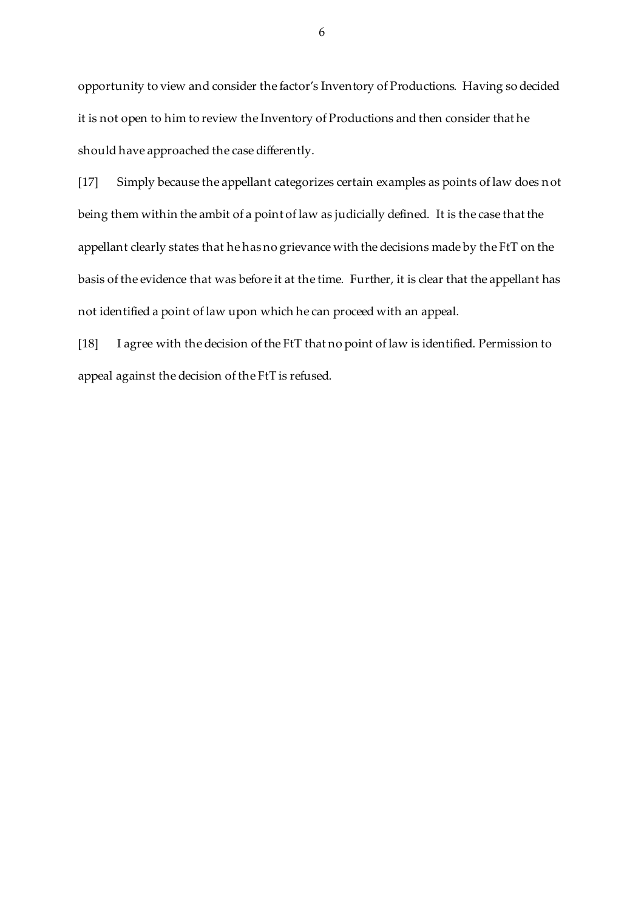opportunity to view and consider the factor's Inventory of Productions. Having so decided it is not open to him to review the Inventory of Productions and then consider that he should have approached the case differently.

[17] Simply because the appellant categorizes certain examples as points of law does not being them within the ambit of a point of law as judicially defined. It is the case that the appellant clearly states that he has no grievance with the decisions made by the FtT on the basis of the evidence that was before it at the time. Further, it is clear that the appellant has not identified a point of law upon which he can proceed with an appeal.

[18] I agree with the decision of the FtT that no point of law is identified. Permission to appeal against the decision of the FtT is refused.